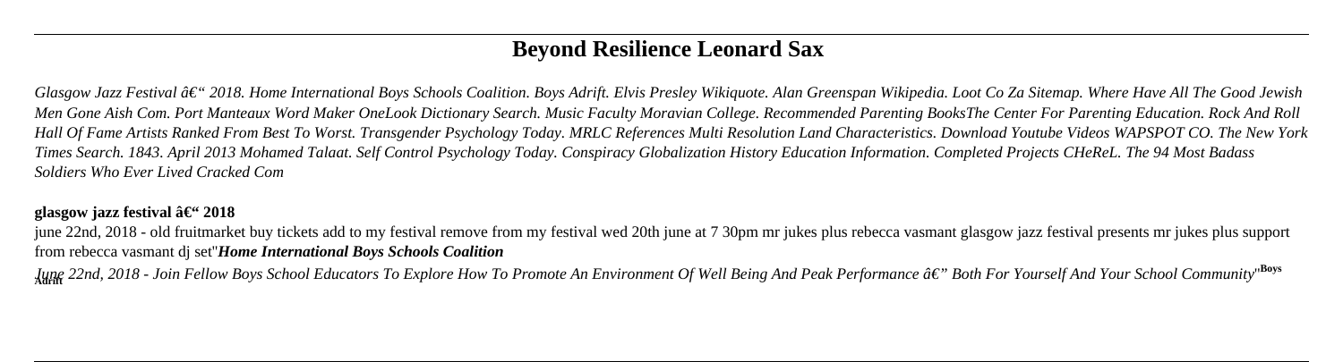# Beyond Resilience Leonard Sax

*Glasgow Jazz Festival â€" 2018. Home International Boys Schools Coalition. Boys Adrift. Elvis Presley Wikiquote. Alan Greenspan Wikipedia. Loot Co Za Sitemap. Where Have All The Good Jewish Men Gone Aish Com. Port Manteaux Word Maker OneLook Dictionary Search. Music Faculty Moravian College. Recommended Parenting BooksThe Center For Parenting Education. Rock And Roll Hall Of Fame Artists Ranked From Best To Worst. Transgender Psychology Today. MRLC References Multi Resolution Land Characteristics. Download Youtube Videos WAPSPOT CO. The New York Times Search. 1843. April 2013 Mohamed Talaat. Self Control Psychology Today. Conspiracy Globalization History Education Information. Completed Projects CHeReL. The 94 Most Badass Soldiers Who Ever Lived Cracked Com*

**glasgow jazz festival â€" 2018**

june 22nd, 2018 - old fruitmarket buy tickets add to my festival remove from my festival wed 20th june at 7 30pm mr jukes plus rebecca vasmant glasgow jazz festival presents mr jukes plus support from rebecca vasmant dj set''***Home International Boys Schools Coalition***

*June 22nd, 2018 - Join Fellow Boys School Educators To Explore How To Promote An Environment Of Well Being And Peak Performance â€" Both For Yourself And Your School Community*''**Boys Adrift**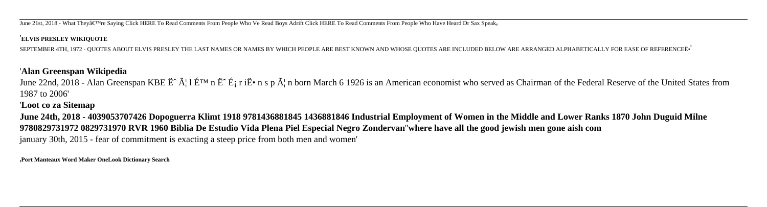June 21st, 2018 - What Theyâ€™re Saying Click HERE To Read Comments From People Who Ve Read Boys Adrift Click HERE To Read Comments From People Who Have Heard Dr Sax Speak'

'**ELVIS PRESLEY WIKIQUOTE**

SEPTEMBER 4TH, 1972 - QUOTES ABOUT ELVIS PRESLEY THE LAST NAMES OR NAMES BY WHICH PEOPLE ARE BEST KNOWN AND WHOSE QUOTES ARE INCLUDED BELOW ARE ARRANGED ALPHABETICALLY FOR EASE OF REFERENCEË•'

'**Alan Greenspan Wikipedia**

June 22nd, 2018 - Alan Greenspan KBE Ëˆ Ã¦ l É™ n Ëˆ É¡ r iË• n s p Ã¦ n born March 6 1926 is an American economist who served as Chairman of the Federal Reserve of the United States from 1987 to 2006'

'**Loot co za Sitemap**

**June 24th, 2018 - 4039053707426 Dopoguerra Klimt 1918 9781436881845 1436881846 Industrial Employment of Women in the Middle and Lower Ranks 1870 John Duguid Milne 9780829731972 0829731970 RVR 1960 Biblia De Estudio Vida Plena Piel Especial Negro Zondervan**''**where have all the good jewish men gone aish com**

january 30th, 2015 - fear of commitment is exacting a steep price from both men and women'

'**Port Manteaux Word Maker OneLook Dictionary Search**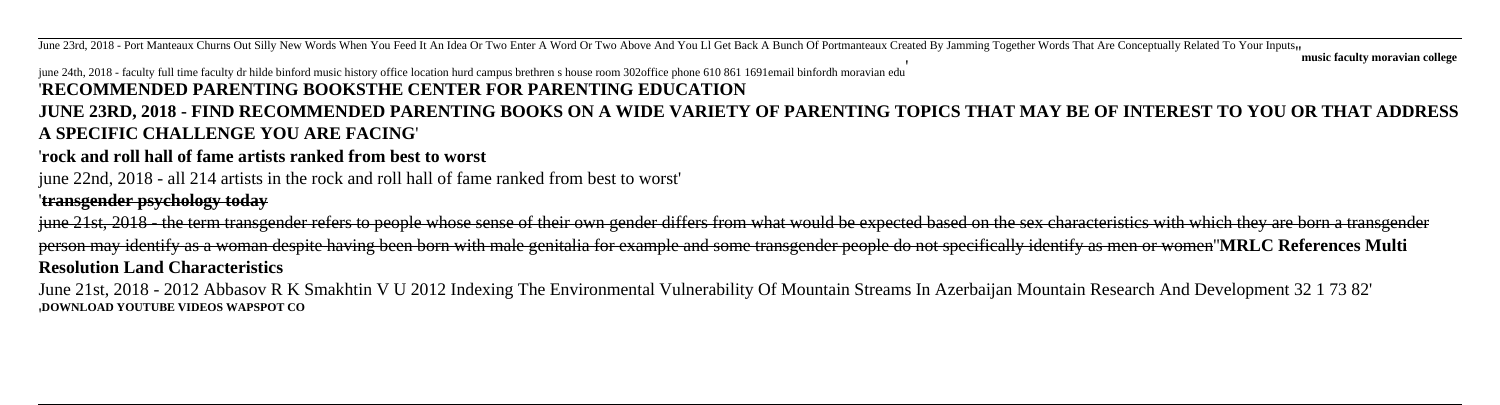June 23rd, 2018 - Port Manteaux Churns Out Silly New Words When You Feed It An Idea Or Two Enter A Word Or Two Above And You Ll Get Back A Bunch Of Portmanteaux Created By Jamming Together Words That Are Conceptually Related To Your Inputs''**music faculty moravian college**

june 24th, 2018 - faculty full time faculty dr hilde binford music history office location hurd campus brethren s house room 302office phone 610 861 1691email binfordh moravian edu'

## 'RECOMMENDED PARENTING BOOKSTHE CENTER FOR PARENTING EDUCATION

## JUNE 23RD, 2018 - FIND RECOMMENDED PARENTING BOOKS ON A WIDE VARIETY OF PARENTING TOPICS THAT MAY BE OF INTEREST TO YOU OR THAT ADDRESS A SPECIFIC CHALLENGE YOU ARE FACING'

'**rock and roll hall of fame artists ranked from best to worst**

june 22nd, 2018 - all 214 artists in the rock and roll hall of fame ranked from best to worst'

'**transgender psychology today**

june 21st, 2018 - the term transgender refers to people whose sense of their own gender differs from what would be expected based on the sex characteristics with which they are born a transgender person may identify as a woman despite having been born with male genitalia for example and some transgender people do not specifically identify as men or women''**MRLC References Multi Resolution Land Characteristics**

June 21st, 2018 - 2012 Abbasov R K Smakhtin V U 2012 Indexing The Environmental Vulnerability Of Mountain Streams In Azerbaijan Mountain Research And Development 32 1 73 82'

'**DOWNLOAD YOUTUBE VIDEOS WAPSPOT CO**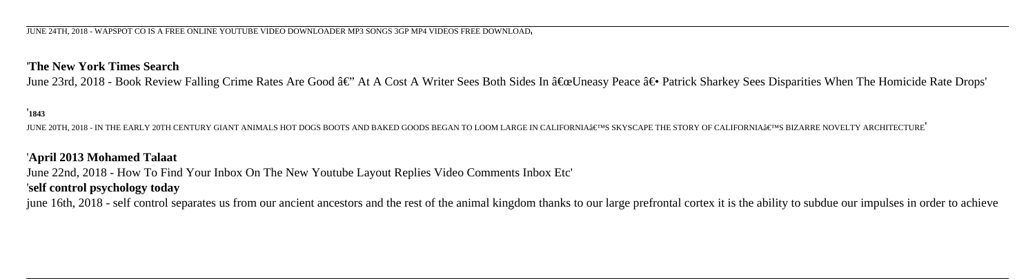JUNE 24TH, 2018 - WAPSPOT CO IS A FREE ONLINE YOUTUBE VIDEO DOWNLOADER MP3 SONGS 3GP MP4 VIDEOS FREE DOWNLOAD'

'**The New York Times Search**

June 23rd, 2018 - Book Review Falling Crime Rates Are Good â€" At A Cost A Writer Sees Both Sides In â€œUneasy Peace â€• Patrick Sharkey Sees Disparities When The Homicide Rate Drops'

'**1843**

JUNE 20TH, 2018 - IN THE EARLY 20TH CENTURY GIANT ANIMALS HOT DOGS BOOTS AND BAKED GOODS BEGAN TO LOOM LARGE IN CALIFORNIAâ€™S SKYSCAPE THE STORY OF CALIFORNIAâ€™S BIZARRE NOVELTY ARCHITECTURE'

'**April 2013 Mohamed Talaat**

June 22nd, 2018 - How To Find Your Inbox On The New Youtube Layout Replies Video Comments Inbox Etc'

'**self control psychology today**

june 16th, 2018 - self control separates us from our ancient ancestors and the rest of the animal kingdom thanks to our large prefrontal cortex it is the ability to subdue our impulses in order to achieve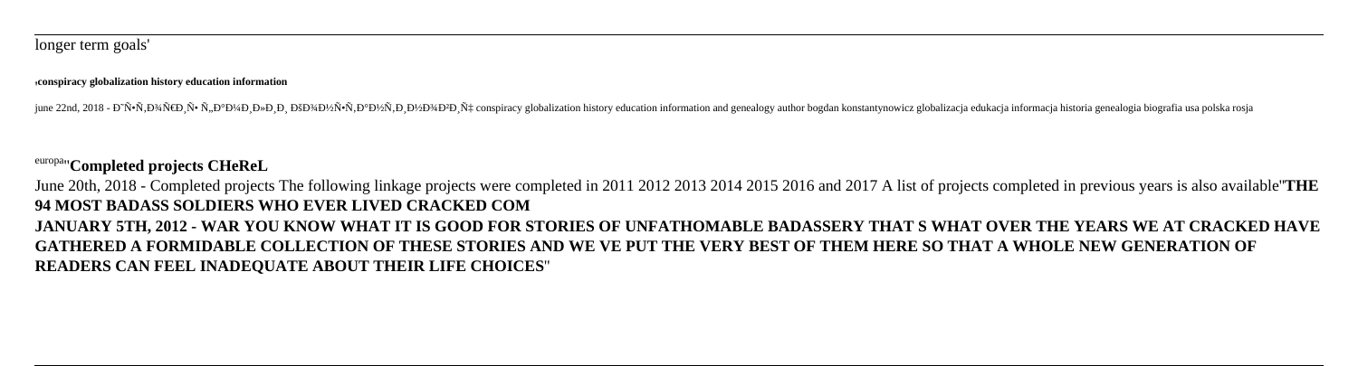longer term goals'

'**conspiracy globalization history education information**

june 22nd, 2018 - Đ˜Ñ•Ñ‚Đ¾Ñ€Đ¸Ñ• Ñ„Đ°Đ¼Đ¸Đ»Đ¸ ĐšĐ¾Đ½Ñ•Ñ‚Đ°Đ½Ñ‚Đ¸Đ½Đ¾Đ²Đ¸Ñ‡ conspiracy globalization history education information and genealogy author bogdan konstantynowicz globalizacja edukacja informacja historia genealogia biografia usa polska rosja europa''**Completed projects CHeReL**

June 20th, 2018 - Completed projects The following linkage projects were completed in 2011 2012 2013 2014 2015 2016 and 2017 A list of projects completed in previous years is also available''**THE 94 MOST BADASS SOLDIERS WHO EVER LIVED CRACKED COM**

**JANUARY 5TH, 2012 - WAR YOU KNOW WHAT IT IS GOOD FOR STORIES OF UNFATHOMABLE BADASSERY THAT S WHAT OVER THE YEARS WE AT CRACKED HAVE GATHERED A FORMIDABLE COLLECTION OF THESE STORIES AND WE VE PUT THE VERY BEST OF THEM HERE SO THAT A WHOLE NEW GENERATION OF READERS CAN FEEL INADEQUATE ABOUT THEIR LIFE CHOICES**''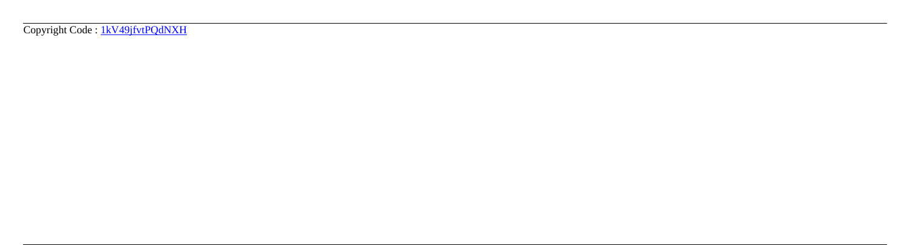Copyright Code : 1kV49jfvtPQdNXH